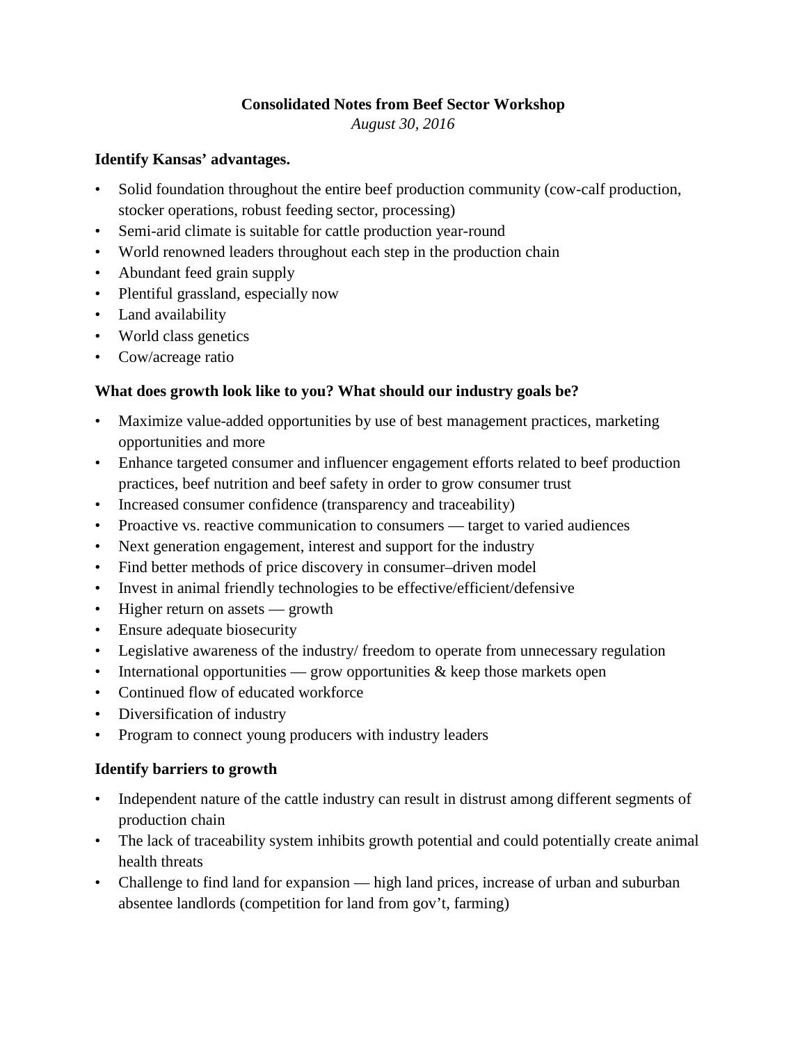# Consolidated Notes from Beef Sector Workshop

*August 30, 2016*

## Identify Kansas' advantages.

- Solid foundation throughout the entire beef production community (cow-calf production, stocker operations, robust feeding sector, processing)
- Semi-arid climate is suitable for cattle production year-round
- World renowned leaders throughout each step in the production chain
- Abundant feed grain supply
- Plentiful grassland, especially now
- Land availability
- World class genetics
- Cow/acreage ratio

## What does growth look like to you? What should our industry goals be?

- Maximize value-added opportunities by use of best management practices, marketing opportunities and more
- Enhance targeted consumer and influencer engagement efforts related to beef production practices, beef nutrition and beef safety in order to grow consumer trust
- Increased consumer confidence (transparency and traceability)
- Proactive vs. reactive communication to consumers — target to varied audiences
- Next generation engagement, interest and support for the industry
- Find better methods of price discovery in consumer–driven model
- Invest in animal friendly technologies to be effective/efficient/defensive
- Higher return on assets — growth
- Ensure adequate biosecurity
- Legislative awareness of the industry/ freedom to operate from unnecessary regulation
- International opportunities — grow opportunities & keep those markets open
- Continued flow of educated workforce
- Diversification of industry
- Program to connect young producers with industry leaders

## Identify barriers to growth

- Independent nature of the cattle industry can result in distrust among different segments of production chain
- The lack of traceability system inhibits growth potential and could potentially create animal health threats
- Challenge to find land for expansion — high land prices, increase of urban and suburban absentee landlords (competition for land from gov't, farming)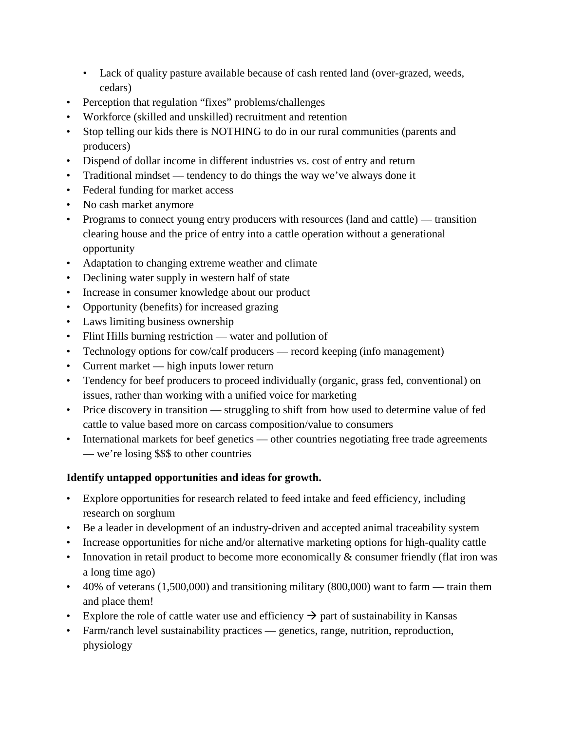- Lack of quality pasture available because of cash rented land (over-grazed, weeds, cedars)
- Perception that regulation "fixes" problems/challenges
- Workforce (skilled and unskilled) recruitment and retention
- Stop telling our kids there is NOTHING to do in our rural communities (parents and producers)
- Dispend of dollar income in different industries vs. cost of entry and return
- Traditional mindset — tendency to do things the way we've always done it
- Federal funding for market access
- No cash market anymore
- Programs to connect young entry producers with resources (land and cattle) — transition clearing house and the price of entry into a cattle operation without a generational opportunity
- Adaptation to changing extreme weather and climate
- Declining water supply in western half of state
- Increase in consumer knowledge about our product
- Opportunity (benefits) for increased grazing
- Laws limiting business ownership
- Flint Hills burning restriction — water and pollution of
- Technology options for cow/calf producers — record keeping (info management)
- Current market — high inputs lower return
- Tendency for beef producers to proceed individually (organic, grass fed, conventional) on issues, rather than working with a unified voice for marketing
- Price discovery in transition — struggling to shift from how used to determine value of fed cattle to value based more on carcass composition/value to consumers
- International markets for beef genetics — other countries negotiating free trade agreements — we're losing $$$ to other countries

**Identify untapped opportunities and ideas for growth.**

- Explore opportunities for research related to feed intake and feed efficiency, including research on sorghum
- Be a leader in development of an industry-driven and accepted animal traceability system
- Increase opportunities for niche and/or alternative marketing options for high-quality cattle
- Innovation in retail product to become more economically & consumer friendly (flat iron was a long time ago)
- 40% of veterans (1,500,000) and transitioning military (800,000) want to farm — train them and place them!
- Explore the role of cattle water use and efficiency → part of sustainability in Kansas
- Farm/ranch level sustainability practices — genetics, range, nutrition, reproduction, physiology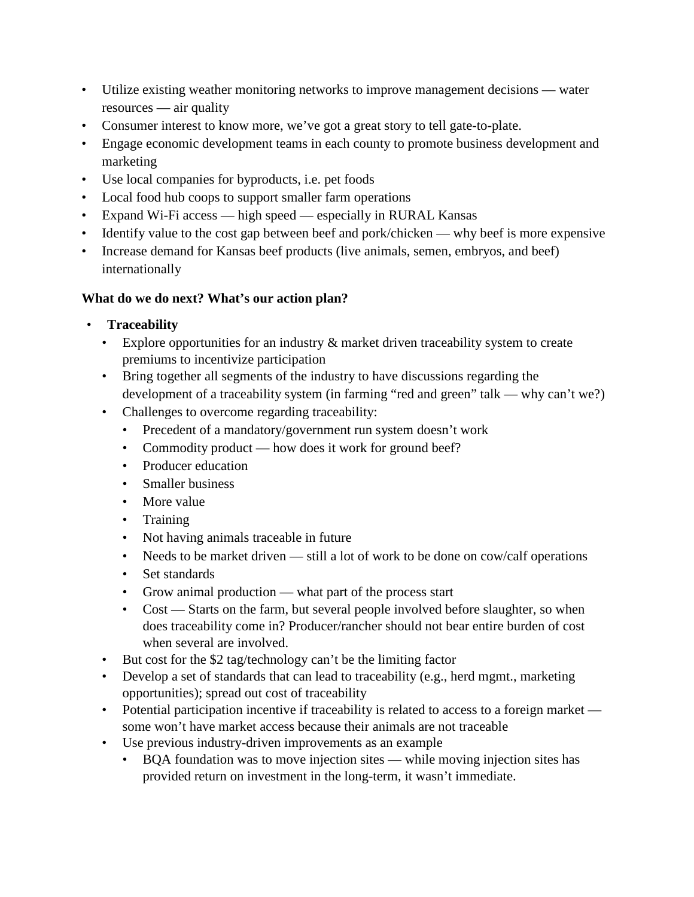- Utilize existing weather monitoring networks to improve management decisions — water resources — air quality
- Consumer interest to know more, we've got a great story to tell gate-to-plate.
- Engage economic development teams in each county to promote business development and marketing
- Use local companies for byproducts, i.e. pet foods
- Local food hub coops to support smaller farm operations
- Expand Wi-Fi access — high speed — especially in RURAL Kansas
- Identify value to the cost gap between beef and pork/chicken — why beef is more expensive
- Increase demand for Kansas beef products (live animals, semen, embryos, and beef) internationally

**What do we do next? What's our action plan?**

- **Traceability**
  - Explore opportunities for an industry & market driven traceability system to create premiums to incentivize participation
  - Bring together all segments of the industry to have discussions regarding the development of a traceability system (in farming "red and green" talk — why can't we?)
  - Challenges to overcome regarding traceability:
    - Precedent of a mandatory/government run system doesn't work
    - Commodity product — how does it work for ground beef?
    - Producer education
    - Smaller business
    - More value
    - Training
    - Not having animals traceable in future
    - Needs to be market driven — still a lot of work to be done on cow/calf operations
    - Set standards
    - Grow animal production — what part of the process start
    - Cost — Starts on the farm, but several people involved before slaughter, so when does traceability come in? Producer/rancher should not bear entire burden of cost when several are involved.
  - But cost for the $2 tag/technology can't be the limiting factor
  - Develop a set of standards that can lead to traceability (e.g., herd mgmt., marketing opportunities); spread out cost of traceability
  - Potential participation incentive if traceability is related to access to a foreign market — some won't have market access because their animals are not traceable
  - Use previous industry-driven improvements as an example
    - BQA foundation was to move injection sites — while moving injection sites has provided return on investment in the long-term, it wasn't immediate.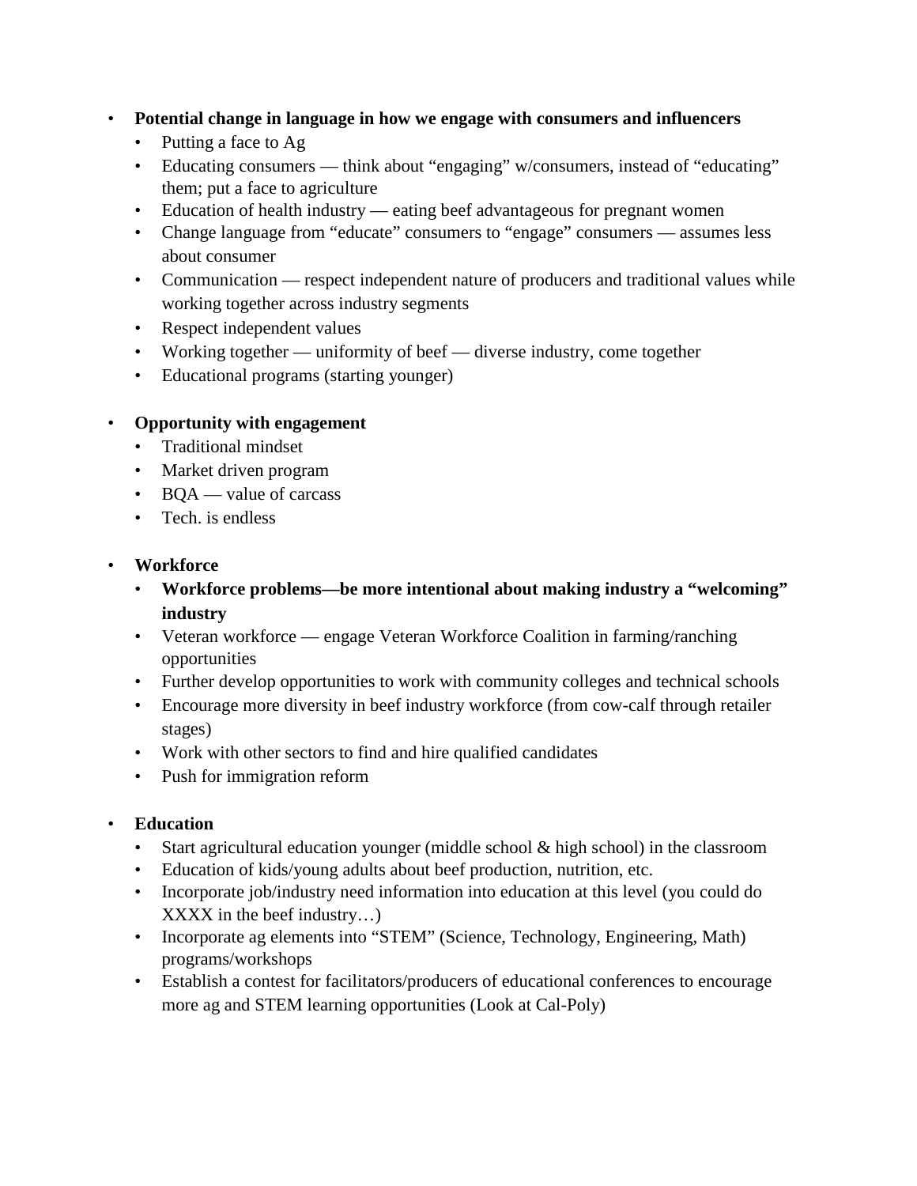- **Potential change in language in how we engage with consumers and influencers**
  - Putting a face to Ag
  - Educating consumers — think about "engaging" w/consumers, instead of "educating" them; put a face to agriculture
  - Education of health industry — eating beef advantageous for pregnant women
  - Change language from "educate" consumers to "engage" consumers — assumes less about consumer
  - Communication — respect independent nature of producers and traditional values while working together across industry segments
  - Respect independent values
  - Working together — uniformity of beef — diverse industry, come together
  - Educational programs (starting younger)

- **Opportunity with engagement**
  - Traditional mindset
  - Market driven program
  - BQA — value of carcass
  - Tech. is endless

- **Workforce**
  - **Workforce problems—be more intentional about making industry a "welcoming" industry**
  - Veteran workforce — engage Veteran Workforce Coalition in farming/ranching opportunities
  - Further develop opportunities to work with community colleges and technical schools
  - Encourage more diversity in beef industry workforce (from cow-calf through retailer stages)
  - Work with other sectors to find and hire qualified candidates
  - Push for immigration reform

- **Education**
  - Start agricultural education younger (middle school & high school) in the classroom
  - Education of kids/young adults about beef production, nutrition, etc.
  - Incorporate job/industry need information into education at this level (you could do XXXX in the beef industry…)
  - Incorporate ag elements into "STEM" (Science, Technology, Engineering, Math) programs/workshops
  - Establish a contest for facilitators/producers of educational conferences to encourage more ag and STEM learning opportunities (Look at Cal-Poly)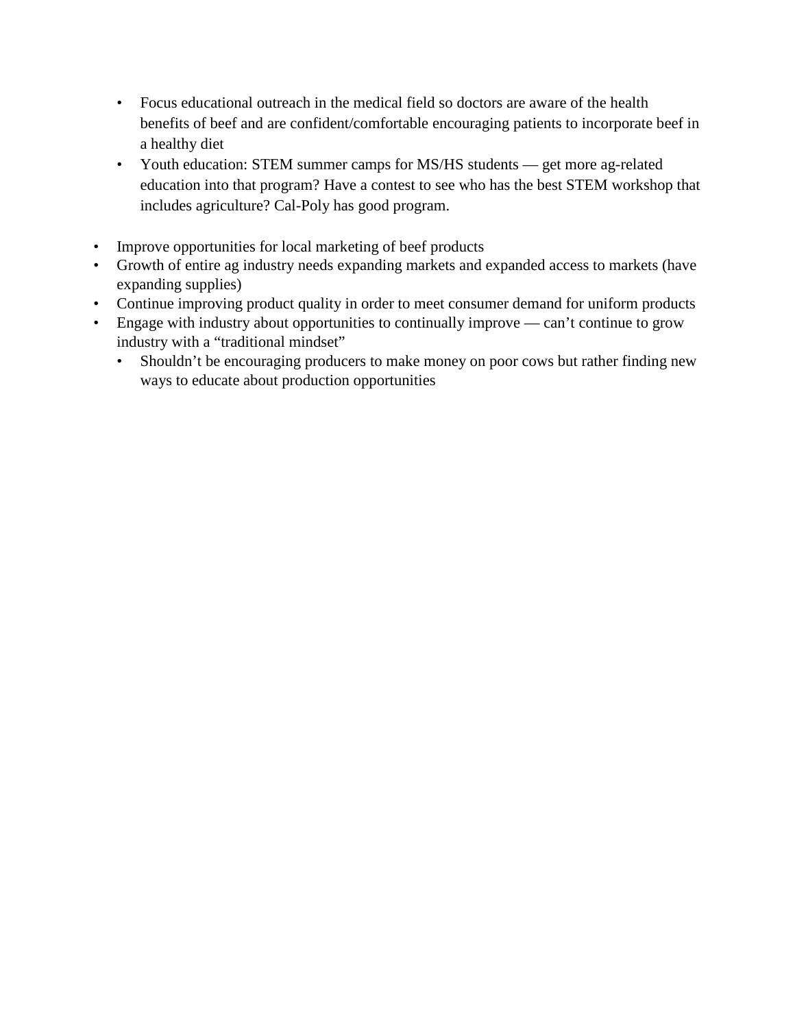- Focus educational outreach in the medical field so doctors are aware of the health benefits of beef and are confident/comfortable encouraging patients to incorporate beef in a healthy diet
  - Youth education: STEM summer camps for MS/HS students — get more ag-related education into that program? Have a contest to see who has the best STEM workshop that includes agriculture? Cal-Poly has good program.

- Improve opportunities for local marketing of beef products
- Growth of entire ag industry needs expanding markets and expanded access to markets (have expanding supplies)
- Continue improving product quality in order to meet consumer demand for uniform products
- Engage with industry about opportunities to continually improve — can't continue to grow industry with a "traditional mindset"
  - Shouldn't be encouraging producers to make money on poor cows but rather finding new ways to educate about production opportunities